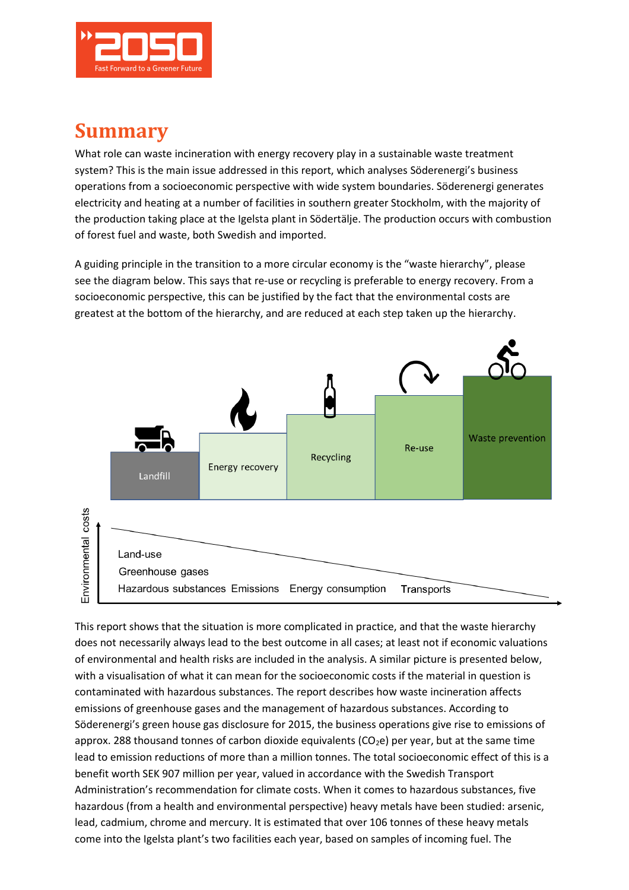# Summary

What role can waste incineration with energy recovery play in a sustainable waste treatment system? This is the main issue addressed in this report, which analyses Söderenergi's business operations from a socioeconomic perspective with wide system boundaries. Söderenergi generates electricity and heating at a number of facilities in southern greater Stockholm, with the majority of the production taking place at the Igelsta plant in Södertälje. The production occurs with combustion of forest fuel and waste, both Swedish and imported.

A guiding principle in the transition to a more circular economy is the "waste hierarchy", please see the diagram below. This says that re-use or recycling is preferable to energy recovery. From a socioeconomic perspective, this can be justified by the fact that the environmental costs are greatest at the bottom of the hierarchy, and are reduced at each step taken up the hierarchy.

Landfill | Energy recovery | Recycling | Re-use | Waste prevention

Environmental costs: Land-use, Greenhouse gases, Hazardous substances, Emissions, Energy consumption, Transports

This report shows that the situation is more complicated in practice, and that the waste hierarchy does not necessarily always lead to the best outcome in all cases; at least not if economic valuations of environmental and health risks are included in the analysis. A similar picture is presented below, with a visualisation of what it can mean for the socioeconomic costs if the material in question is contaminated with hazardous substances. The report describes how waste incineration affects emissions of greenhouse gases and the management of hazardous substances. According to Söderenergi's green house gas disclosure for 2015, the business operations give rise to emissions of approx. 288 thousand tonnes of carbon dioxide equivalents ($CO_2e$) per year, but at the same time lead to emission reductions of more than a million tonnes. The total socioeconomic effect of this is a benefit worth SEK 907 million per year, valued in accordance with the Swedish Transport Administration's recommendation for climate costs. When it comes to hazardous substances, five hazardous (from a health and environmental perspective) heavy metals have been studied: arsenic, lead, cadmium, chrome and mercury. It is estimated that over 106 tonnes of these heavy metals come into the Igelsta plant's two facilities each year, based on samples of incoming fuel. The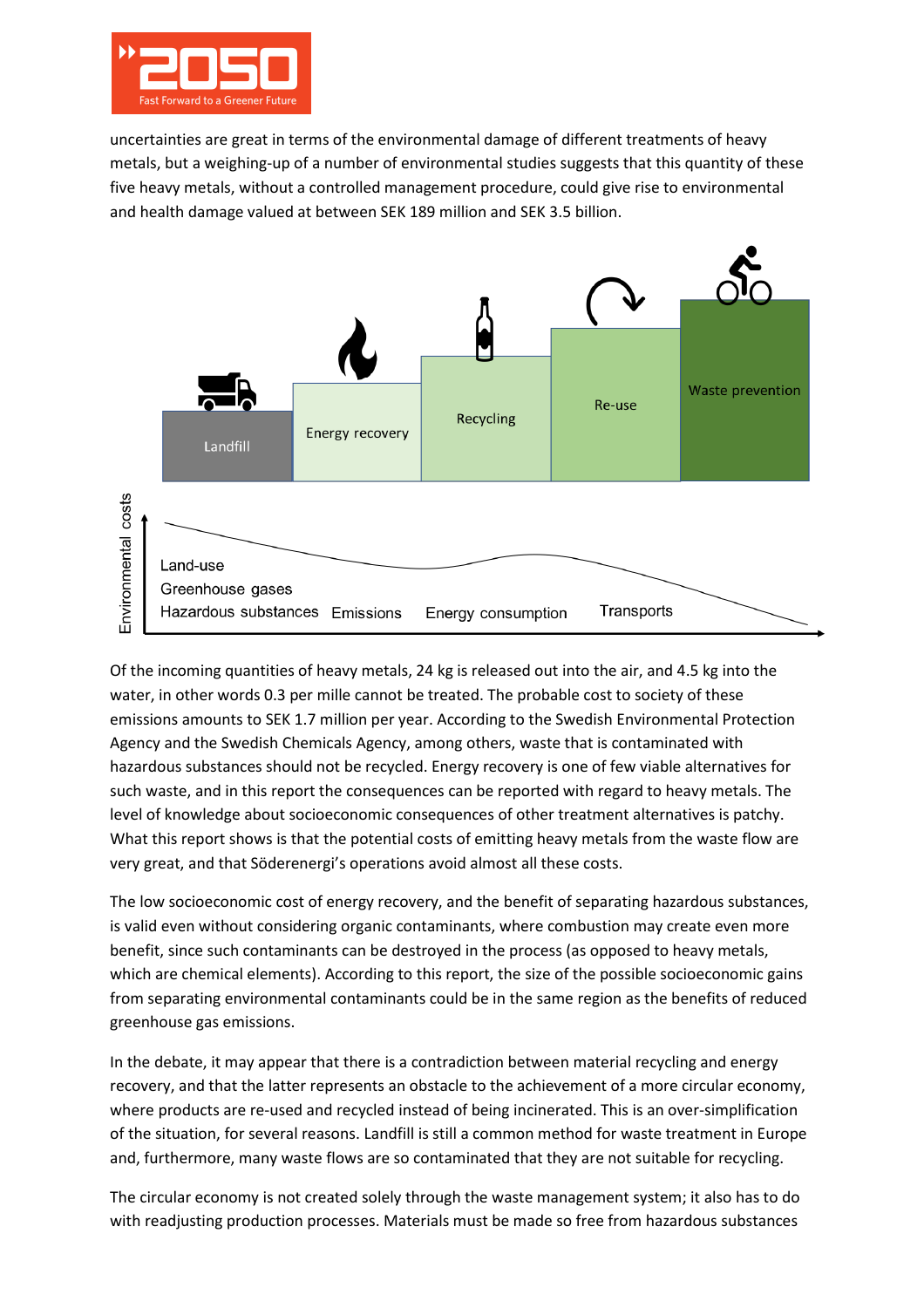uncertainties are great in terms of the environmental damage of different treatments of heavy metals, but a weighing-up of a number of environmental studies suggests that this quantity of these five heavy metals, without a controlled management procedure, could give rise to environmental and health damage valued at between SEK 189 million and SEK 3.5 billion.

Of the incoming quantities of heavy metals, 24 kg is released out into the air, and 4.5 kg into the water, in other words 0.3 per mille cannot be treated. The probable cost to society of these emissions amounts to SEK 1.7 million per year. According to the Swedish Environmental Protection Agency and the Swedish Chemicals Agency, among others, waste that is contaminated with hazardous substances should not be recycled. Energy recovery is one of few viable alternatives for such waste, and in this report the consequences can be reported with regard to heavy metals. The level of knowledge about socioeconomic consequences of other treatment alternatives is patchy. What this report shows is that the potential costs of emitting heavy metals from the waste flow are very great, and that Söderenergi's operations avoid almost all these costs.

The low socioeconomic cost of energy recovery, and the benefit of separating hazardous substances, is valid even without considering organic contaminants, where combustion may create even more benefit, since such contaminants can be destroyed in the process (as opposed to heavy metals, which are chemical elements). According to this report, the size of the possible socioeconomic gains from separating environmental contaminants could be in the same region as the benefits of reduced greenhouse gas emissions.

In the debate, it may appear that there is a contradiction between material recycling and energy recovery, and that the latter represents an obstacle to the achievement of a more circular economy, where products are re-used and recycled instead of being incinerated. This is an over-simplification of the situation, for several reasons. Landfill is still a common method for waste treatment in Europe and, furthermore, many waste flows are so contaminated that they are not suitable for recycling.

The circular economy is not created solely through the waste management system; it also has to do with readjusting production processes. Materials must be made so free from hazardous substances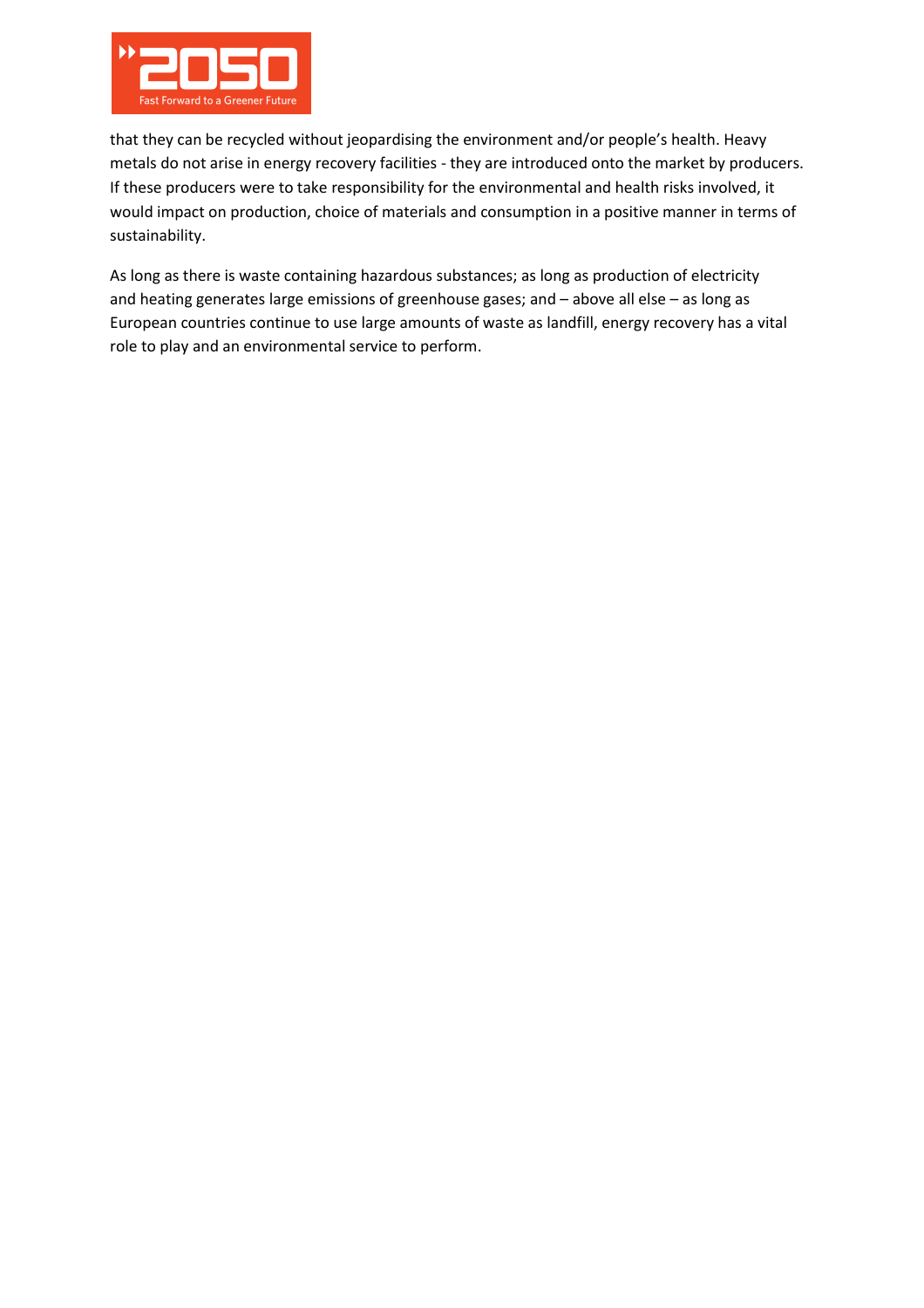that they can be recycled without jeopardising the environment and/or people's health. Heavy metals do not arise in energy recovery facilities - they are introduced onto the market by producers. If these producers were to take responsibility for the environmental and health risks involved, it would impact on production, choice of materials and consumption in a positive manner in terms of sustainability.

As long as there is waste containing hazardous substances; as long as production of electricity and heating generates large emissions of greenhouse gases; and – above all else – as long as European countries continue to use large amounts of waste as landfill, energy recovery has a vital role to play and an environmental service to perform.